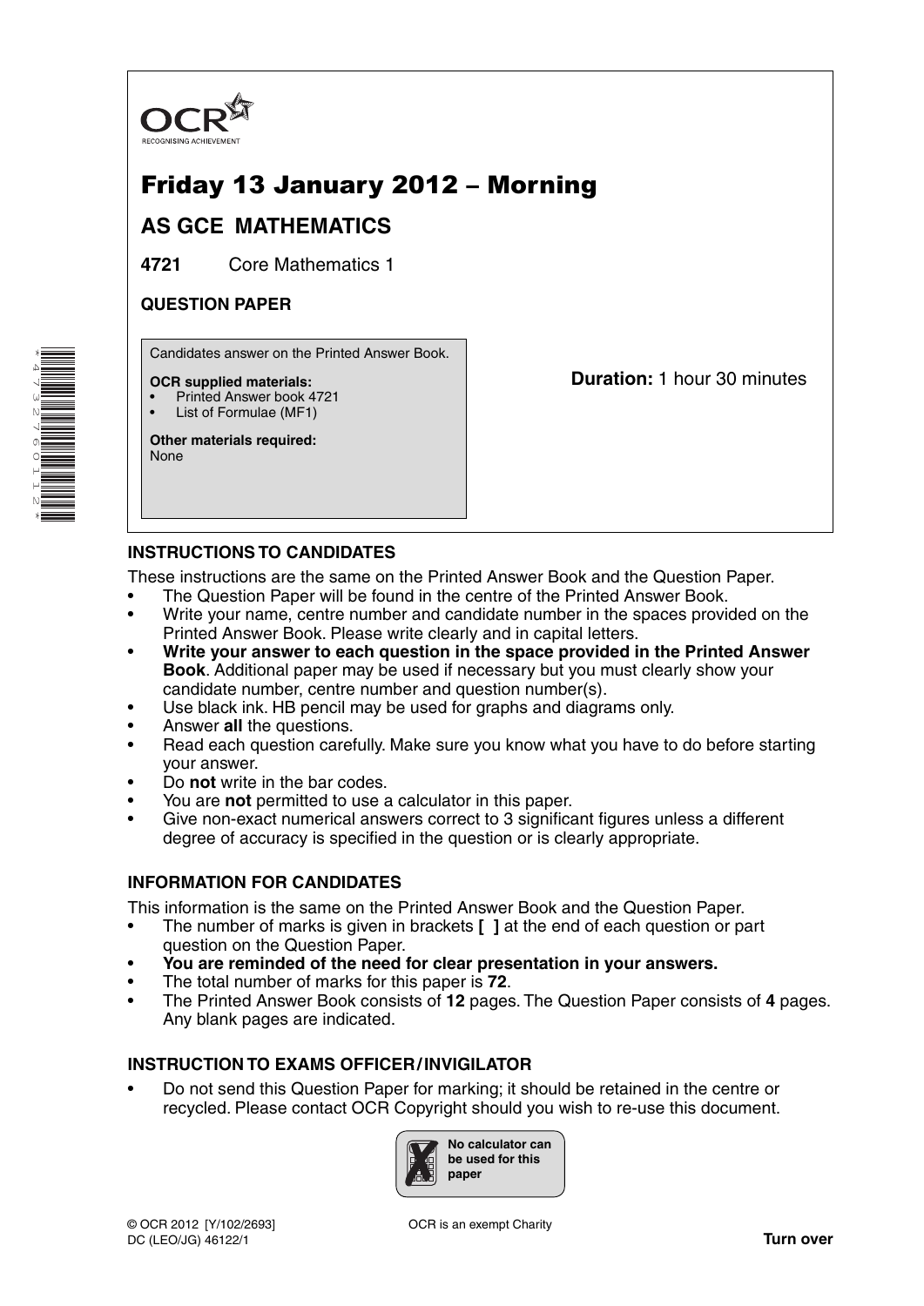OCR
RECOGNISING ACHIEVEMENT

# Friday 13 January 2012 – Morning

## AS GCE MATHEMATICS

**4721** Core Mathematics 1

**QUESTION PAPER**

Candidates answer on the Printed Answer Book.

**OCR supplied materials:**
- Printed Answer book 4721
- List of Formulae (MF1)

**Other materials required:**
None

**Duration:** 1 hour 30 minutes

### INSTRUCTIONS TO CANDIDATES

These instructions are the same on the Printed Answer Book and the Question Paper.

- The Question Paper will be found in the centre of the Printed Answer Book.
- Write your name, centre number and candidate number in the spaces provided on the Printed Answer Book. Please write clearly and in capital letters.
- **Write your answer to each question in the space provided in the Printed Answer Book**. Additional paper may be used if necessary but you must clearly show your candidate number, centre number and question number(s).
- Use black ink. HB pencil may be used for graphs and diagrams only.
- Answer **all** the questions.
- Read each question carefully. Make sure you know what you have to do before starting your answer.
- Do **not** write in the bar codes.
- You are **not** permitted to use a calculator in this paper.
- Give non-exact numerical answers correct to 3 significant figures unless a different degree of accuracy is specified in the question or is clearly appropriate.

### INFORMATION FOR CANDIDATES

This information is the same on the Printed Answer Book and the Question Paper.

- The number of marks is given in brackets **[ ]** at the end of each question or part question on the Question Paper.
- **You are reminded of the need for clear presentation in your answers.**
- The total number of marks for this paper is **72**.
- The Printed Answer Book consists of **12** pages. The Question Paper consists of **4** pages. Any blank pages are indicated.

### INSTRUCTION TO EXAMS OFFICER / INVIGILATOR

- Do not send this Question Paper for marking; it should be retained in the centre or recycled. Please contact OCR Copyright should you wish to re-use this document.

**No calculator can be used for this paper**

© OCR 2012 [Y/102/2693]
DC (LEO/JG) 46122/1

OCR is an exempt Charity

**Turn over**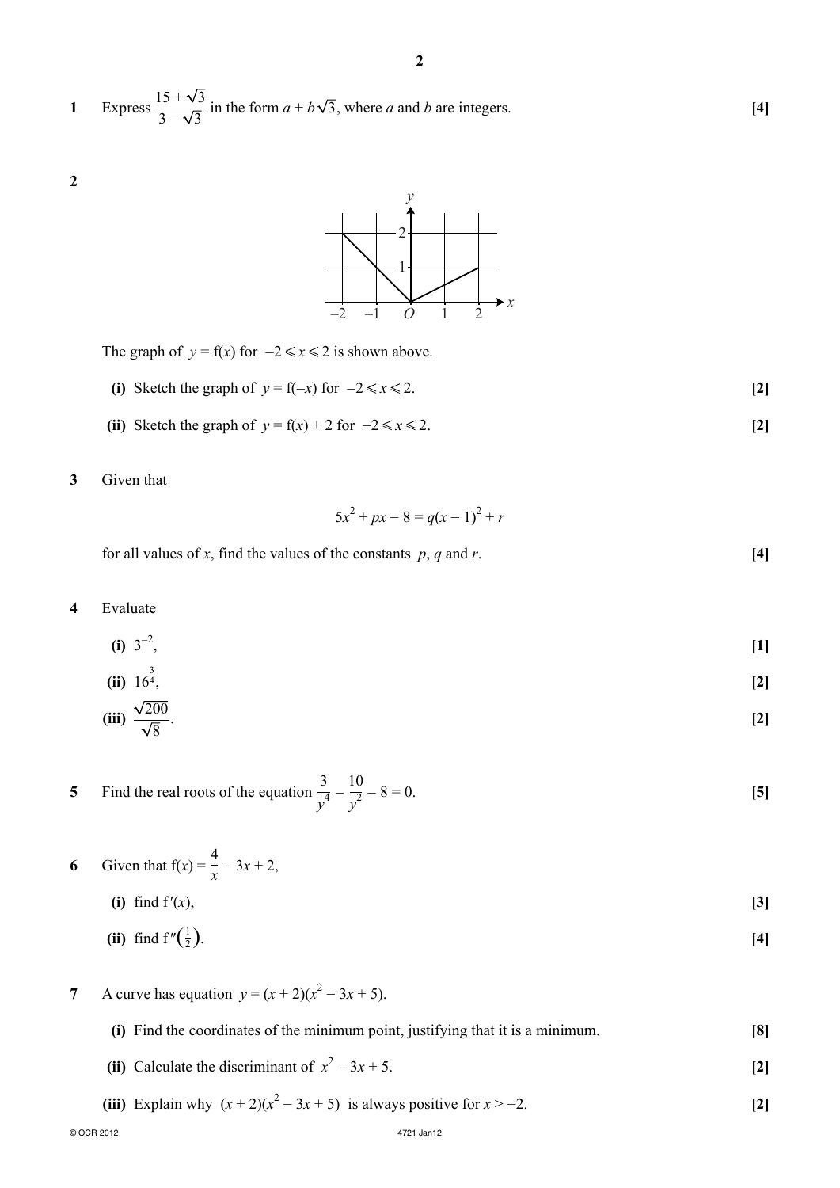**1** Express $\dfrac{15+\sqrt{3}}{3-\sqrt{3}}$ in the form $a + b\sqrt{3}$, where $a$ and $b$ are integers. **[4]**

**2**

The graph of $y = \mathrm{f}(x)$ for $-2 \leqslant x \leqslant 2$ is shown above.

**(i)** Sketch the graph of $y = \mathrm{f}(-x)$ for $-2 \leqslant x \leqslant 2$. **[2]**

**(ii)** Sketch the graph of $y = \mathrm{f}(x) + 2$ for $-2 \leqslant x \leqslant 2$. **[2]**

**3** Given that

$$5x^2 + px - 8 = q(x-1)^2 + r$$

for all values of $x$, find the values of the constants $p$, $q$ and $r$. **[4]**

**4** Evaluate

**(i)** $3^{-2}$, **[1]**

**(ii)** $16^{\frac{3}{4}}$, **[2]**

**(iii)** $\dfrac{\sqrt{200}}{\sqrt{8}}$. **[2]**

**5** Find the real roots of the equation $\dfrac{3}{y^4} - \dfrac{10}{y^2} - 8 = 0$. **[5]**

**6** Given that $\mathrm{f}(x) = \dfrac{4}{x} - 3x + 2$,

**(i)** find $\mathrm{f}'(x)$, **[3]**

**(ii)** find $\mathrm{f}''\left(\frac{1}{2}\right)$. **[4]**

**7** A curve has equation $y = (x+2)(x^2 - 3x + 5)$.

**(i)** Find the coordinates of the minimum point, justifying that it is a minimum. **[8]**

**(ii)** Calculate the discriminant of $x^2 - 3x + 5$. **[2]**

**(iii)** Explain why $(x+2)(x^2 - 3x + 5)$ is always positive for $x > -2$. **[2]**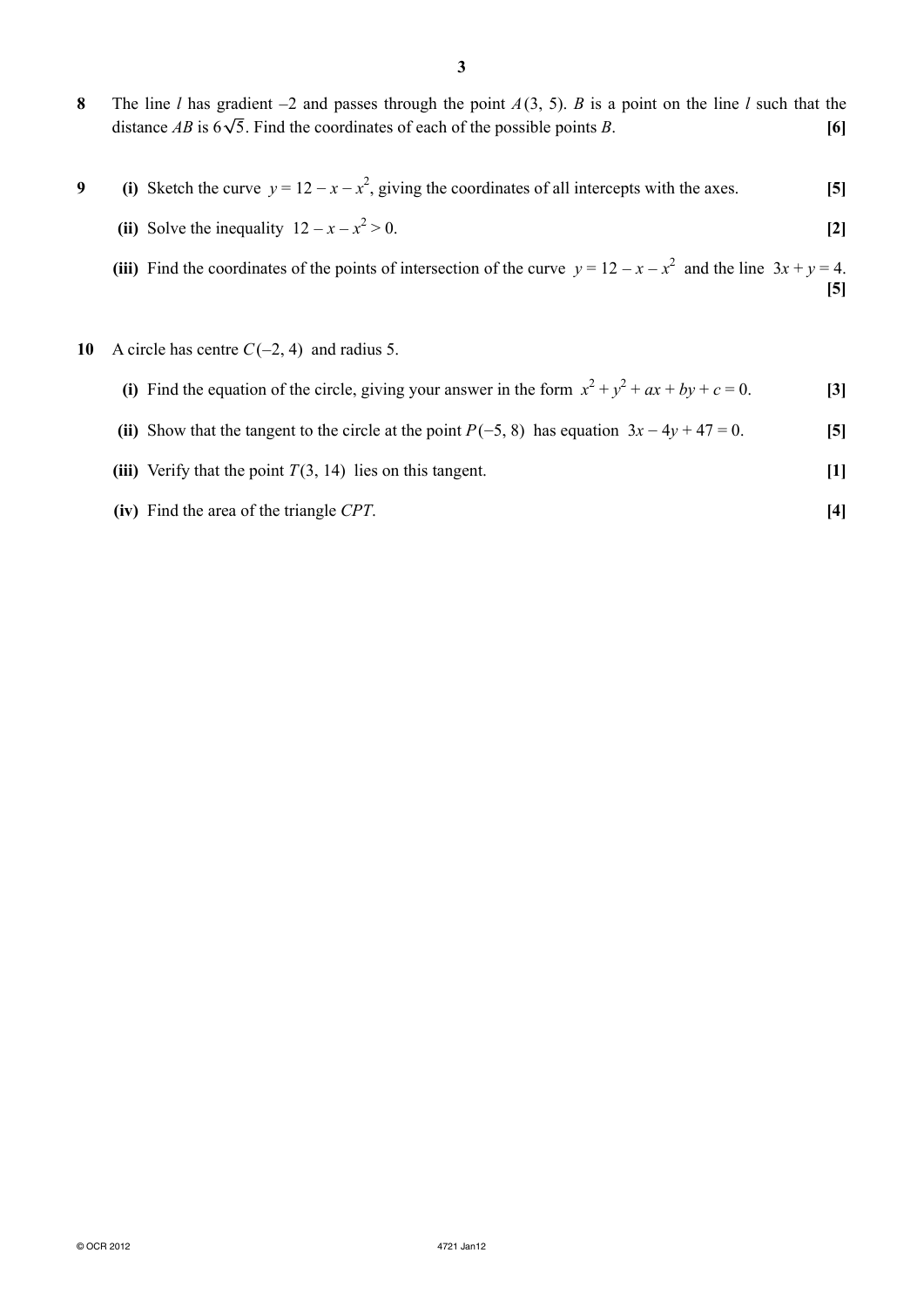**8** The line $l$ has gradient $-2$ and passes through the point $A(3, 5)$. $B$ is a point on the line $l$ such that the distance $AB$ is $6\sqrt{5}$. Find the coordinates of each of the possible points $B$. **[6]**

**9** **(i)** Sketch the curve $y = 12 - x - x^2$, giving the coordinates of all intercepts with the axes. **[5]**

**(ii)** Solve the inequality $12 - x - x^2 > 0$. **[2]**

**(iii)** Find the coordinates of the points of intersection of the curve $y = 12 - x - x^2$ and the line $3x + y = 4$. **[5]**

**10** A circle has centre $C(-2, 4)$ and radius 5.

**(i)** Find the equation of the circle, giving your answer in the form $x^2 + y^2 + ax + by + c = 0$. **[3]**

**(ii)** Show that the tangent to the circle at the point $P(-5, 8)$ has equation $3x - 4y + 47 = 0$. **[5]**

**(iii)** Verify that the point $T(3, 14)$ lies on this tangent. **[1]**

**(iv)** Find the area of the triangle $CPT$. **[4]**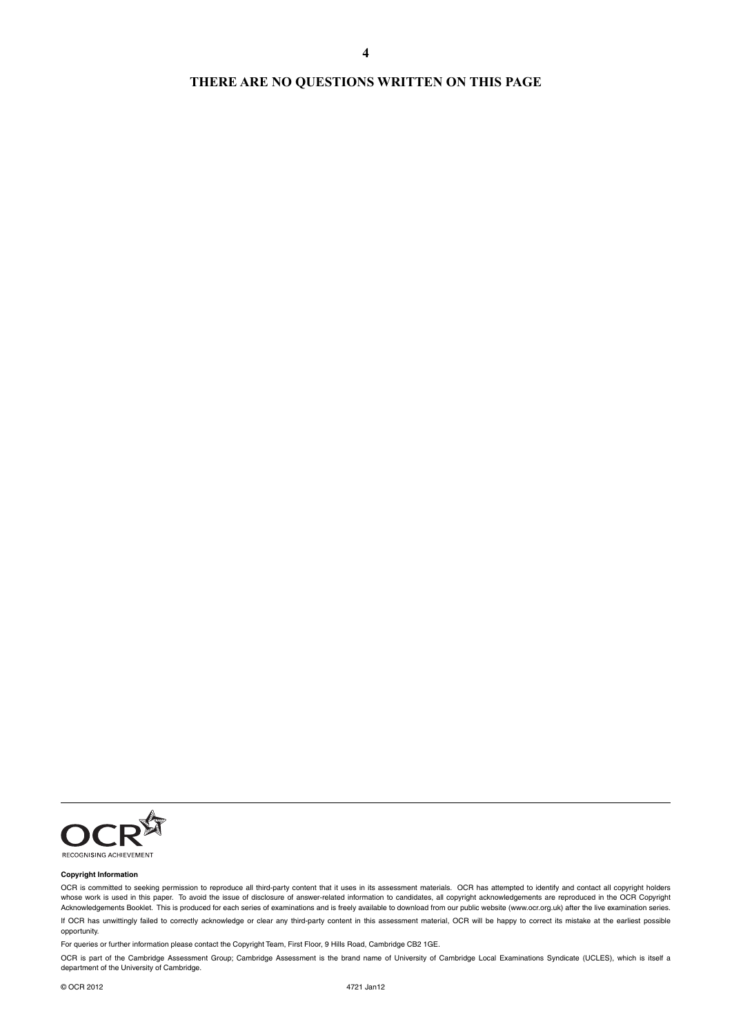**THERE ARE NO QUESTIONS WRITTEN ON THIS PAGE**

RECOGNISING ACHIEVEMENT

**Copyright Information**

OCR is committed to seeking permission to reproduce all third-party content that it uses in its assessment materials. OCR has attempted to identify and contact all copyright holders whose work is used in this paper. To avoid the issue of disclosure of answer-related information to candidates, all copyright acknowledgements are reproduced in the OCR Copyright Acknowledgements Booklet. This is produced for each series of examinations and is freely available to download from our public website (www.ocr.org.uk) after the live examination series.

If OCR has unwittingly failed to correctly acknowledge or clear any third-party content in this assessment material, OCR will be happy to correct its mistake at the earliest possible opportunity.

For queries or further information please contact the Copyright Team, First Floor, 9 Hills Road, Cambridge CB2 1GE.

OCR is part of the Cambridge Assessment Group; Cambridge Assessment is the brand name of University of Cambridge Local Examinations Syndicate (UCLES), which is itself a department of the University of Cambridge.

© OCR 2012 4721 Jan12